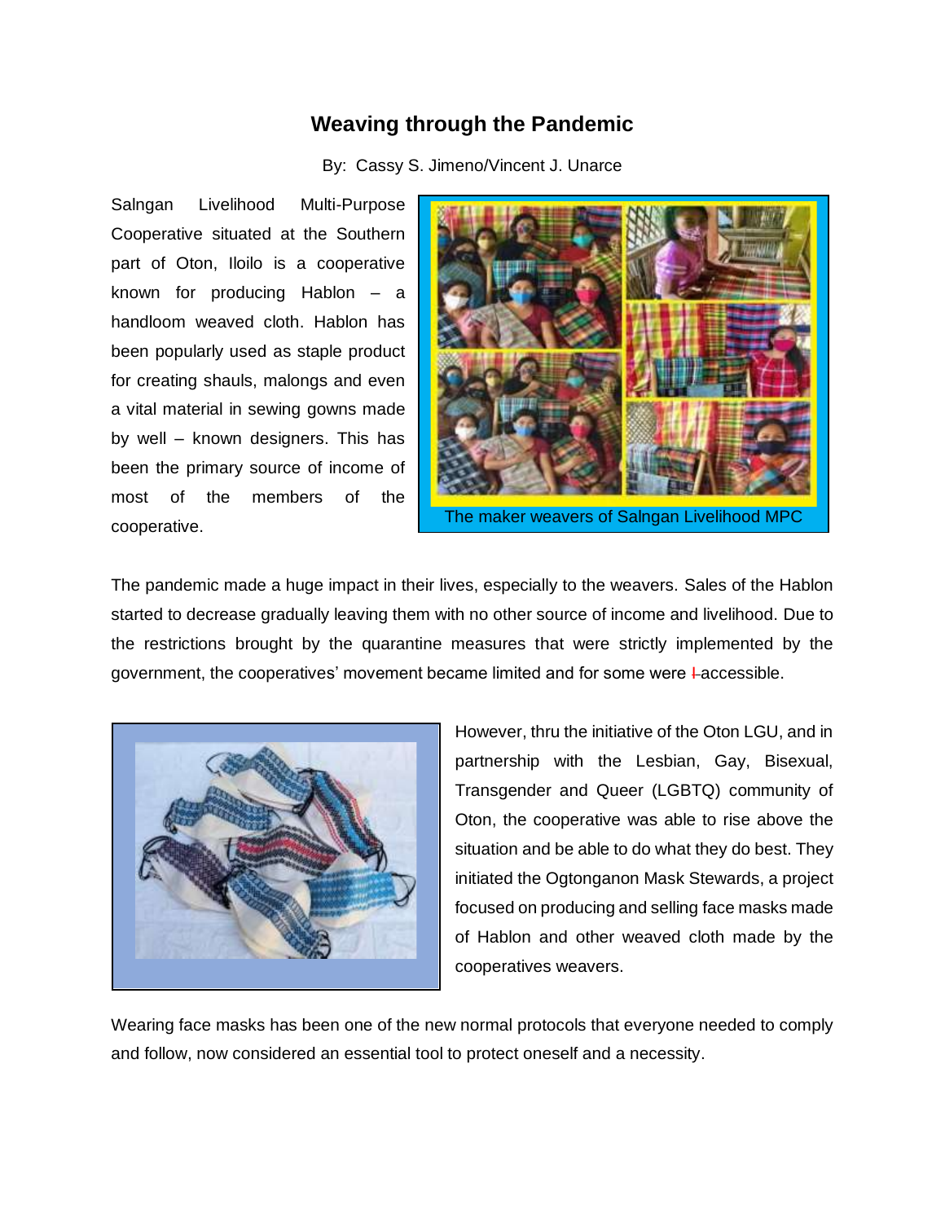# Weaving through the Pandemic

By: Cassy S. Jimeno/Vincent J. Unarce

Salngan Livelihood Multi-Purpose Cooperative situated at the Southern part of Oton, Iloilo is a cooperative known for producing Hablon – a handloom weaved cloth. Hablon has been popularly used as staple product for creating shauls, malongs and even a vital material in sewing gowns made by well – known designers. This has been the primary source of income of most of the members of the cooperative.

The maker weavers of Salngan Livelihood MPC

The pandemic made a huge impact in their lives, especially to the weavers. Sales of the Hablon started to decrease gradually leaving them with no other source of income and livelihood. Due to the restrictions brought by the quarantine measures that were strictly implemented by the government, the cooperatives' movement became limited and for some were I accessible.

However, thru the initiative of the Oton LGU, and in partnership with the Lesbian, Gay, Bisexual, Transgender and Queer (LGBTQ) community of Oton, the cooperative was able to rise above the situation and be able to do what they do best. They initiated the Ogtonganon Mask Stewards, a project focused on producing and selling face masks made of Hablon and other weaved cloth made by the cooperatives weavers.

Wearing face masks has been one of the new normal protocols that everyone needed to comply and follow, now considered an essential tool to protect oneself and a necessity.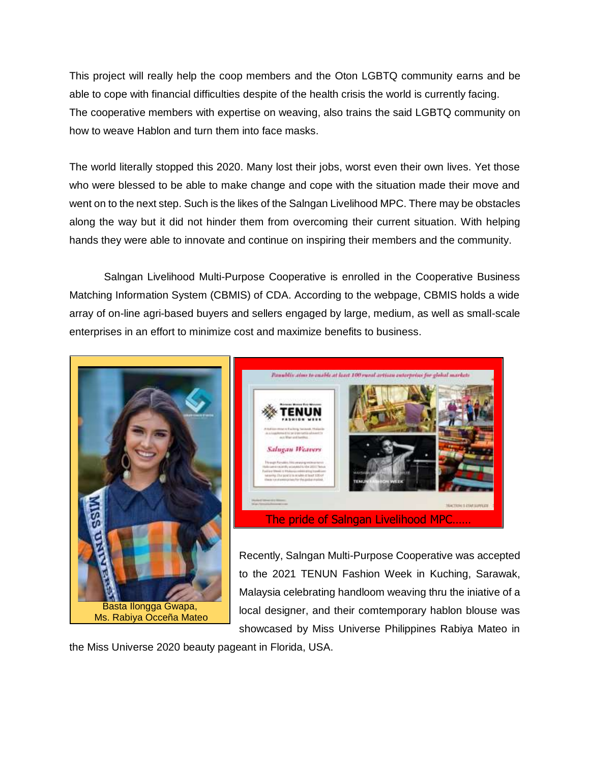This project will really help the coop members and the Oton LGBTQ community earns and be able to cope with financial difficulties despite of the health crisis the world is currently facing. The cooperative members with expertise on weaving, also trains the said LGBTQ community on how to weave Hablon and turn them into face masks.

The world literally stopped this 2020. Many lost their jobs, worst even their own lives. Yet those who were blessed to be able to make change and cope with the situation made their move and went on to the next step. Such is the likes of the Salngan Livelihood MPC. There may be obstacles along the way but it did not hinder them from overcoming their current situation. With helping hands they were able to innovate and continue on inspiring their members and the community.

Salngan Livelihood Multi-Purpose Cooperative is enrolled in the Cooperative Business Matching Information System (CBMIS) of CDA. According to the webpage, CBMIS holds a wide array of on-line agri-based buyers and sellers engaged by large, medium, as well as small-scale enterprises in an effort to minimize cost and maximize benefits to business.

Basta Ilongga Gwapa,
Ms. Rabiya Occeña Mateo

The pride of Salngan Livelihood MPC……

Recently, Salngan Multi-Purpose Cooperative was accepted to the 2021 TENUN Fashion Week in Kuching, Sarawak, Malaysia celebrating handloom weaving thru the iniative of a local designer, and their comtemporary hablon blouse was showcased by Miss Universe Philippines Rabiya Mateo in the Miss Universe 2020 beauty pageant in Florida, USA.